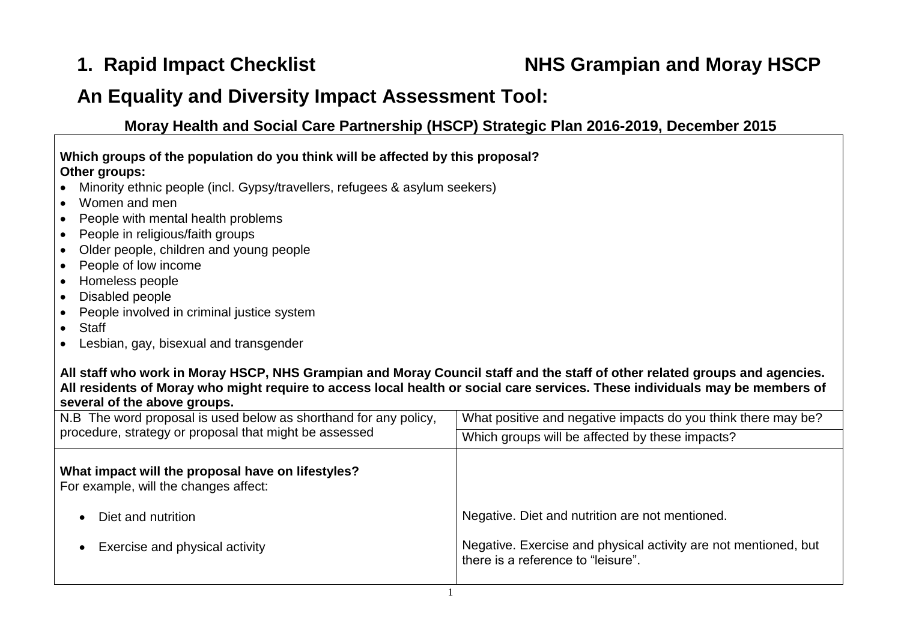# 1. Rapid Impact Checklist NHS Grampian and Moray HSCP

## An Equality and Diversity Impact Assessment Tool:

### Moray Health and Social Care Partnership (HSCP) Strategic Plan 2016-2019, December 2015

**Which groups of the population do you think will be affected by this proposal?**
**Other groups:**

- Minority ethnic people (incl. Gypsy/travellers, refugees & asylum seekers)
- Women and men
- People with mental health problems
- People in religious/faith groups
- Older people, children and young people
- People of low income
- Homeless people
- Disabled people
- People involved in criminal justice system
- Staff
- Lesbian, gay, bisexual and transgender

**All staff who work in Moray HSCP, NHS Grampian and Moray Council staff and the staff of other related groups and agencies. All residents of Moray who might require to access local health or social care services. These individuals may be members of several of the above groups.**

| N.B The word proposal is used below as shorthand for any policy, procedure, strategy or proposal that might be assessed | What positive and negative impacts do you think there may be?<br>Which groups will be affected by these impacts? |
|---|---|
| **What impact will the proposal have on lifestyles?**<br>For example, will the changes affect: | |
| • Diet and nutrition | Negative. Diet and nutrition are not mentioned. |
| • Exercise and physical activity | Negative. Exercise and physical activity are not mentioned, but there is a reference to "leisure". |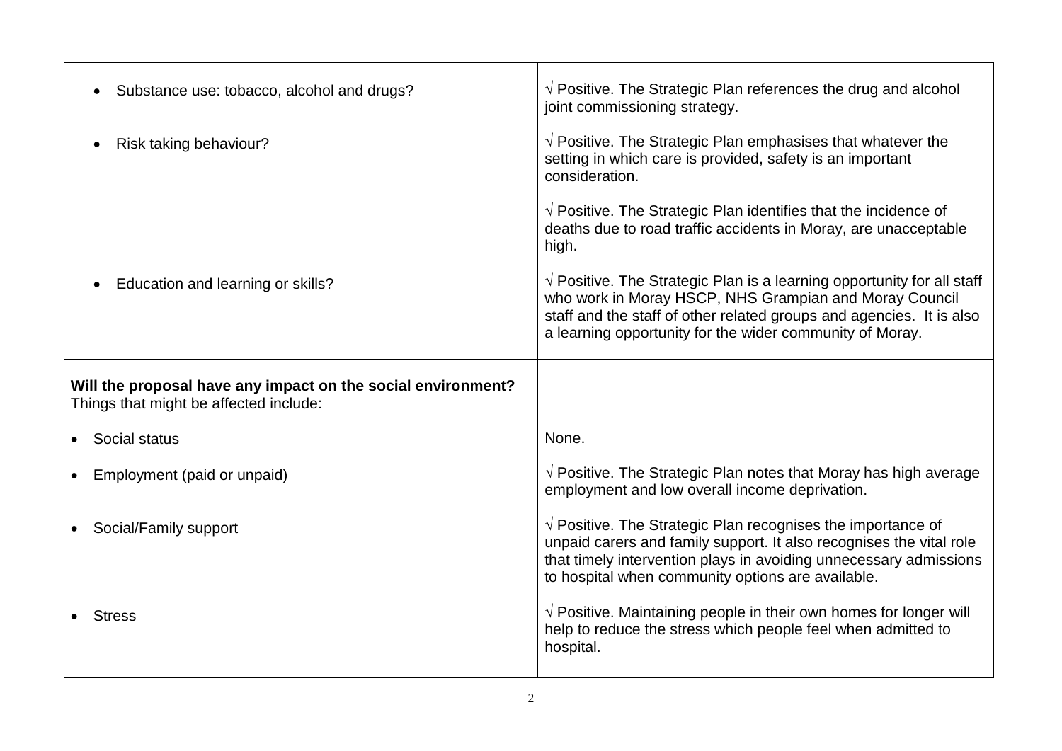| | |
|---|---|
| • Substance use: tobacco, alcohol and drugs? | √ Positive. The Strategic Plan references the drug and alcohol joint commissioning strategy. |
| • Risk taking behaviour? | √ Positive. The Strategic Plan emphasises that whatever the setting in which care is provided, safety is an important consideration.<br><br>√ Positive. The Strategic Plan identifies that the incidence of deaths due to road traffic accidents in Moray, are unacceptable high. |
| • Education and learning or skills? | √ Positive. The Strategic Plan is a learning opportunity for all staff who work in Moray HSCP, NHS Grampian and Moray Council staff and the staff of other related groups and agencies. It is also a learning opportunity for the wider community of Moray. |
| **Will the proposal have any impact on the social environment?** Things that might be affected include: | |
| • Social status | None. |
| • Employment (paid or unpaid) | √ Positive. The Strategic Plan notes that Moray has high average employment and low overall income deprivation. |
| • Social/Family support | √ Positive. The Strategic Plan recognises the importance of unpaid carers and family support. It also recognises the vital role that timely intervention plays in avoiding unnecessary admissions to hospital when community options are available. |
| • Stress | √ Positive. Maintaining people in their own homes for longer will help to reduce the stress which people feel when admitted to hospital. |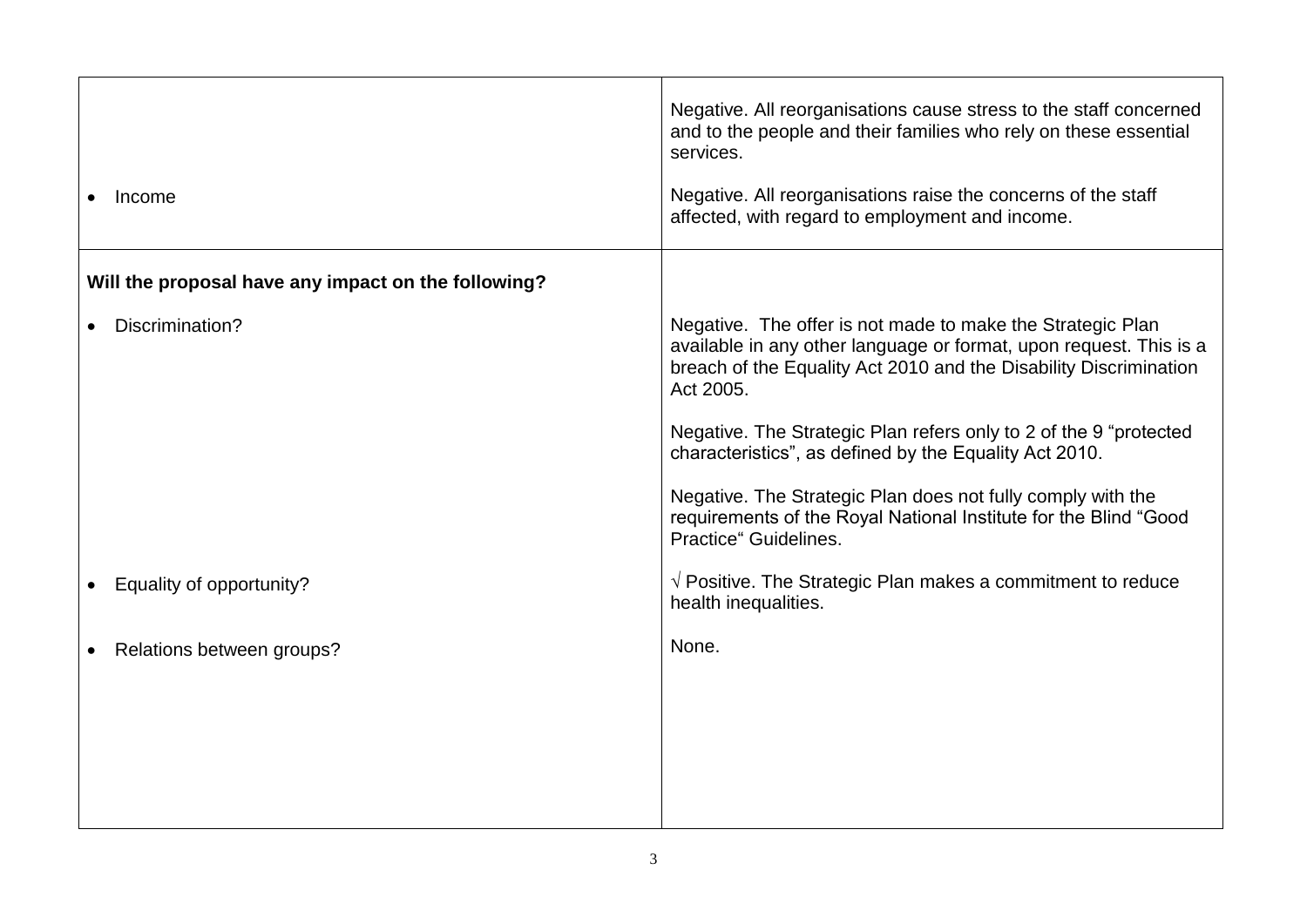| | |
|---|---|
| • Income | Negative. All reorganisations cause stress to the staff concerned and to the people and their families who rely on these essential services.<br><br>Negative. All reorganisations raise the concerns of the staff affected, with regard to employment and income. |
| **Will the proposal have any impact on the following?**<br><br>• Discrimination?<br><br>• Equality of opportunity?<br><br>• Relations between groups? | Negative. The offer is not made to make the Strategic Plan available in any other language or format, upon request. This is a breach of the Equality Act 2010 and the Disability Discrimination Act 2005.<br><br>Negative. The Strategic Plan refers only to 2 of the 9 "protected characteristics", as defined by the Equality Act 2010.<br><br>Negative. The Strategic Plan does not fully comply with the requirements of the Royal National Institute for the Blind "Good Practice" Guidelines.<br><br>√ Positive. The Strategic Plan makes a commitment to reduce health inequalities.<br><br>None. |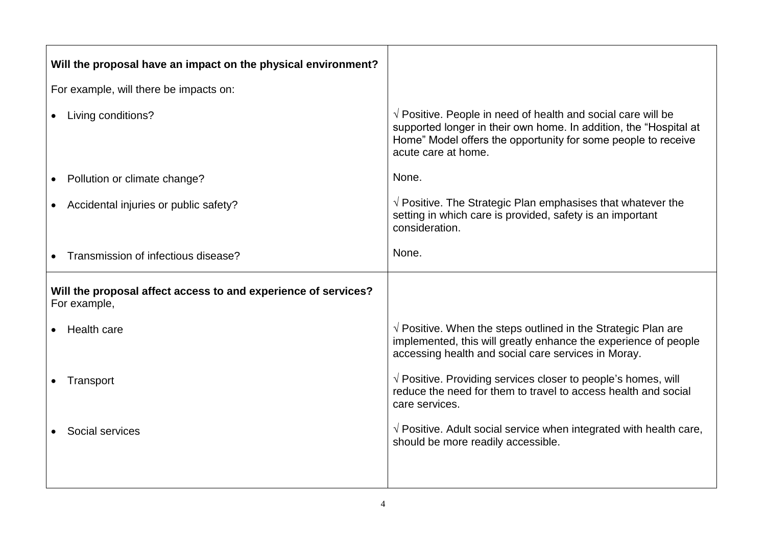| | |
|---|---|
| **Will the proposal have an impact on the physical environment?**<br><br>For example, will there be impacts on: | |
| • Living conditions? | √ Positive. People in need of health and social care will be supported longer in their own home. In addition, the "Hospital at Home" Model offers the opportunity for some people to receive acute care at home. |
| • Pollution or climate change? | None. |
| • Accidental injuries or public safety? | √ Positive. The Strategic Plan emphasises that whatever the setting in which care is provided, safety is an important consideration. |
| • Transmission of infectious disease? | None. |
| **Will the proposal affect access to and experience of services?** For example, | |
| • Health care | √ Positive. When the steps outlined in the Strategic Plan are implemented, this will greatly enhance the experience of people accessing health and social care services in Moray. |
| • Transport | √ Positive. Providing services closer to people's homes, will reduce the need for them to travel to access health and social care services. |
| • Social services | √ Positive. Adult social service when integrated with health care, should be more readily accessible. |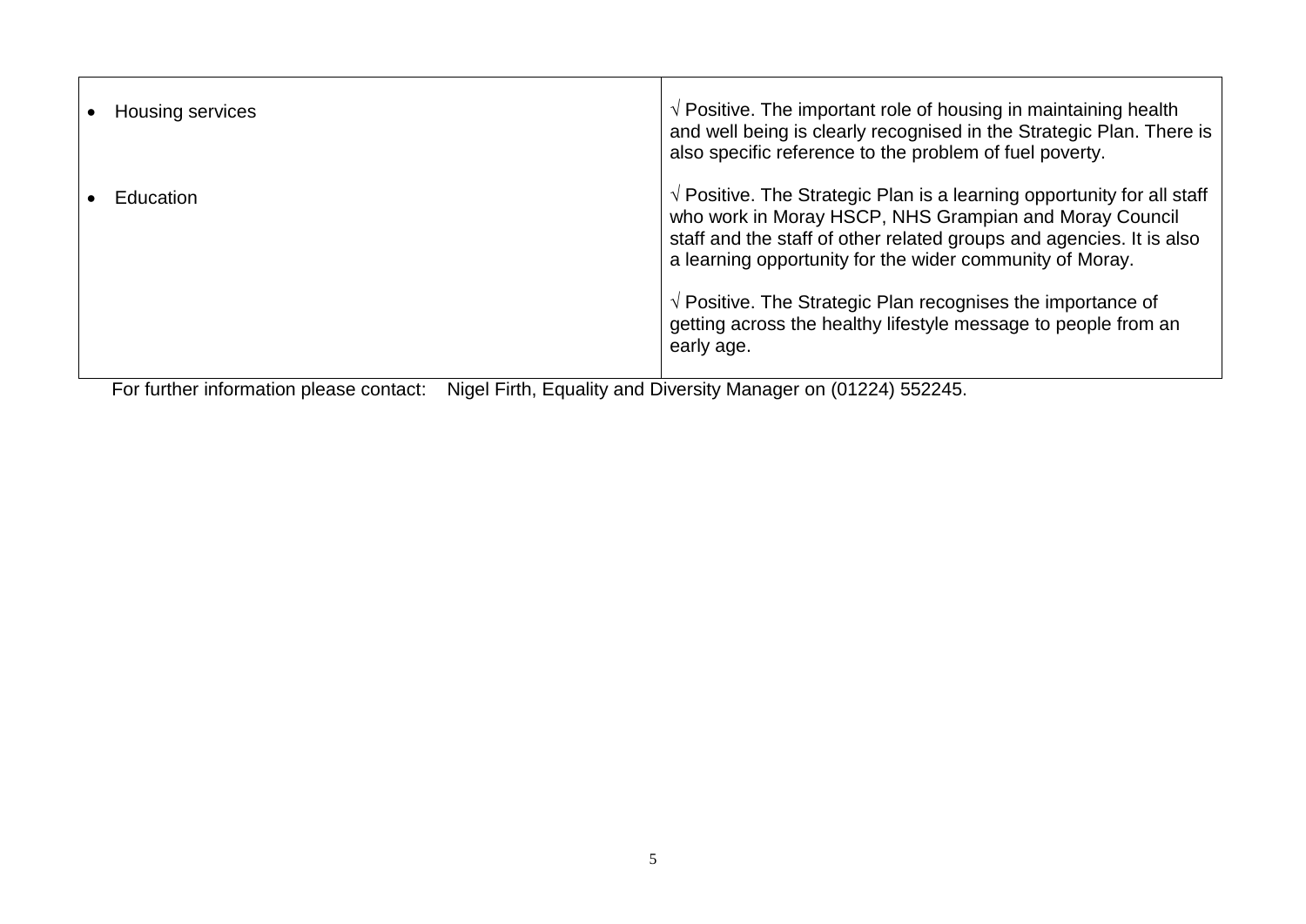| | |
|---|---|
| • Housing services | √ Positive. The important role of housing in maintaining health and well being is clearly recognised in the Strategic Plan. There is also specific reference to the problem of fuel poverty. |
| • Education | √ Positive. The Strategic Plan is a learning opportunity for all staff who work in Moray HSCP, NHS Grampian and Moray Council staff and the staff of other related groups and agencies. It is also a learning opportunity for the wider community of Moray.<br><br>√ Positive. The Strategic Plan recognises the importance of getting across the healthy lifestyle message to people from an early age. |

For further information please contact: Nigel Firth, Equality and Diversity Manager on (01224) 552245.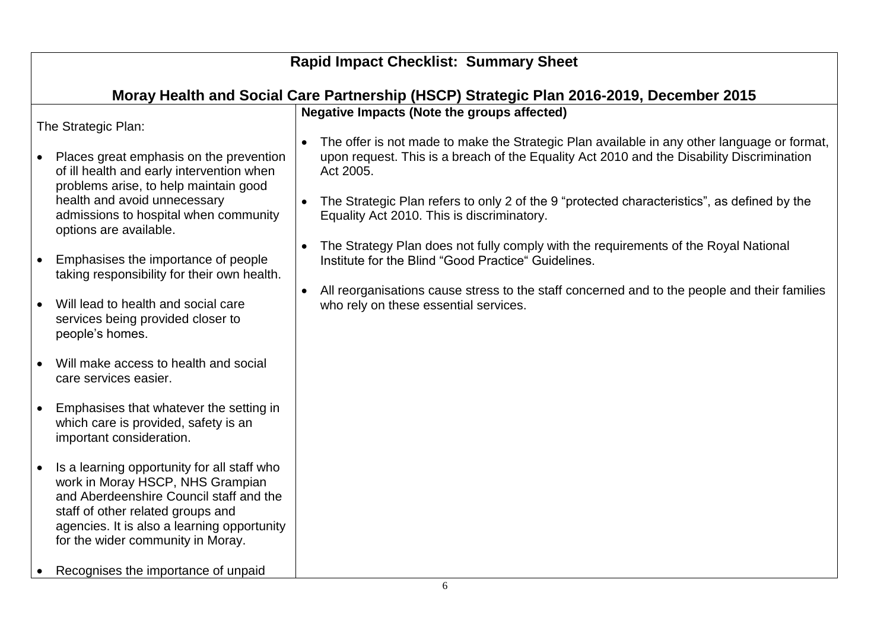## Rapid Impact Checklist: Summary Sheet

### Moray Health and Social Care Partnership (HSCP) Strategic Plan 2016-2019, December 2015

| | Negative Impacts (Note the groups affected) |
|---|---|
| The Strategic Plan:<br><br>• Places great emphasis on the prevention of ill health and early intervention when problems arise, to help maintain good health and avoid unnecessary admissions to hospital when community options are available.<br><br>• Emphasises the importance of people taking responsibility for their own health.<br><br>• Will lead to health and social care services being provided closer to people's homes.<br><br>• Will make access to health and social care services easier.<br><br>• Emphasises that whatever the setting in which care is provided, safety is an important consideration.<br><br>• Is a learning opportunity for all staff who work in Moray HSCP, NHS Grampian and Aberdeenshire Council staff and the staff of other related groups and agencies. It is also a learning opportunity for the wider community in Moray.<br><br>• Recognises the importance of unpaid | • The offer is not made to make the Strategic Plan available in any other language or format, upon request. This is a breach of the Equality Act 2010 and the Disability Discrimination Act 2005.<br><br>• The Strategic Plan refers to only 2 of the 9 "protected characteristics", as defined by the Equality Act 2010. This is discriminatory.<br><br>• The Strategy Plan does not fully comply with the requirements of the Royal National Institute for the Blind "Good Practice" Guidelines.<br><br>• All reorganisations cause stress to the staff concerned and to the people and their families who rely on these essential services. |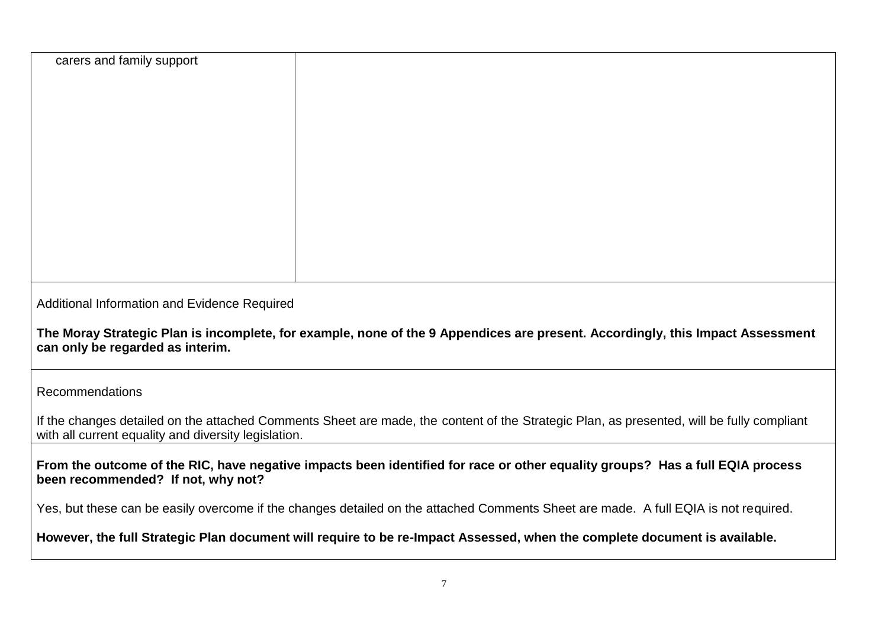| | |
|---|---|
| carers and family support | |

Additional Information and Evidence Required

**The Moray Strategic Plan is incomplete, for example, none of the 9 Appendices are present. Accordingly, this Impact Assessment can only be regarded as interim.**

Recommendations

If the changes detailed on the attached Comments Sheet are made, the content of the Strategic Plan, as presented, will be fully compliant with all current equality and diversity legislation.

**From the outcome of the RIC, have negative impacts been identified for race or other equality groups? Has a full EQIA process been recommended? If not, why not?**

Yes, but these can be easily overcome if the changes detailed on the attached Comments Sheet are made. A full EQIA is not required.

**However, the full Strategic Plan document will require to be re-Impact Assessed, when the complete document is available.**